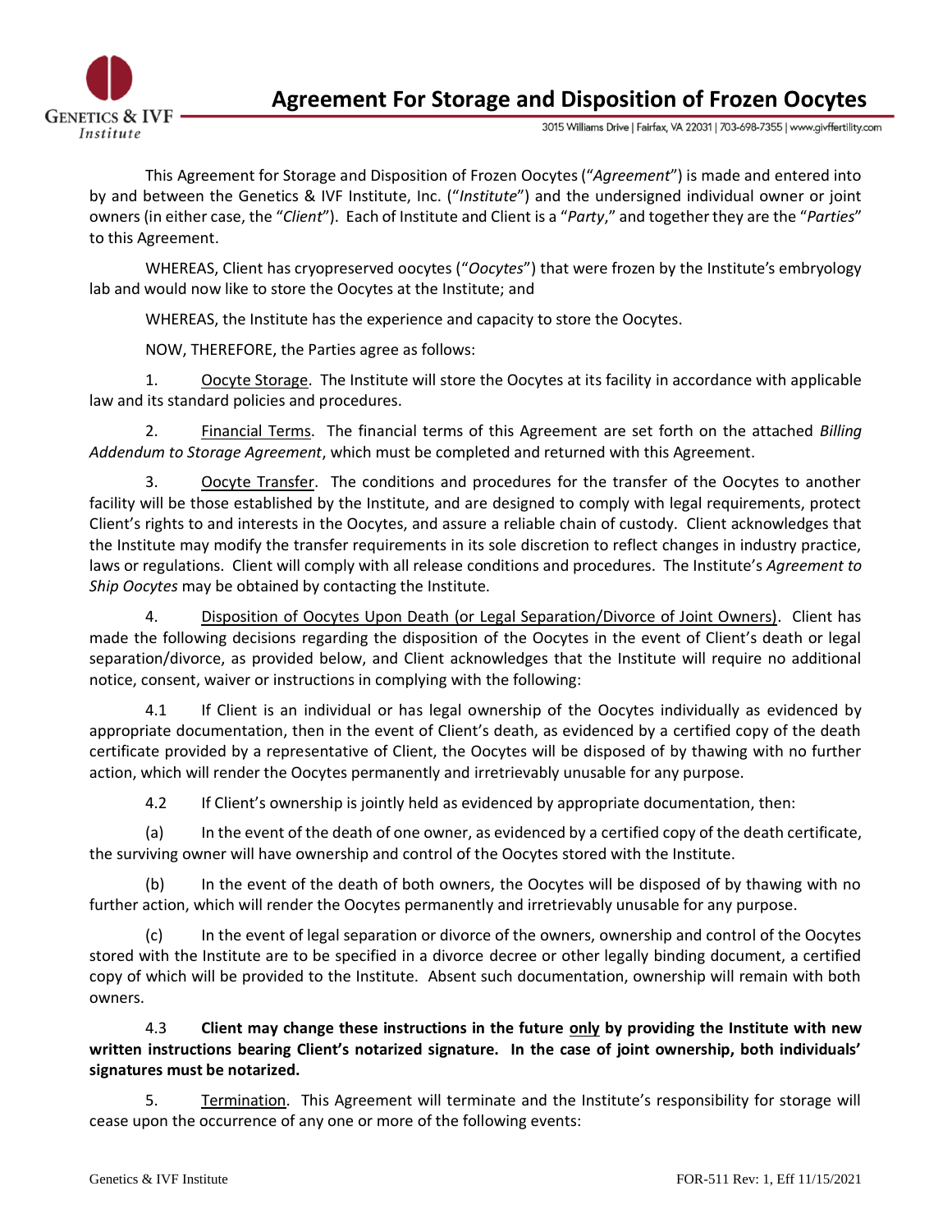# Agreement For Storage and Disposition of Frozen Oocytes

3015 Williams Drive | Fairfax, VA 22031 | 703-698-7355 | www.givffertility.com

This Agreement for Storage and Disposition of Frozen Oocytes ("*Agreement*") is made and entered into by and between the Genetics & IVF Institute, Inc. ("*Institute*") and the undersigned individual owner or joint owners (in either case, the "*Client*"). Each of Institute and Client is a "*Party*," and together they are the "*Parties*" to this Agreement.

WHEREAS, Client has cryopreserved oocytes ("*Oocytes*") that were frozen by the Institute's embryology lab and would now like to store the Oocytes at the Institute; and

WHEREAS, the Institute has the experience and capacity to store the Oocytes.

NOW, THEREFORE, the Parties agree as follows:

1. <u>Oocyte Storage</u>. The Institute will store the Oocytes at its facility in accordance with applicable law and its standard policies and procedures.

2. <u>Financial Terms</u>. The financial terms of this Agreement are set forth on the attached *Billing Addendum to Storage Agreement*, which must be completed and returned with this Agreement.

3. <u>Oocyte Transfer</u>. The conditions and procedures for the transfer of the Oocytes to another facility will be those established by the Institute, and are designed to comply with legal requirements, protect Client's rights to and interests in the Oocytes, and assure a reliable chain of custody. Client acknowledges that the Institute may modify the transfer requirements in its sole discretion to reflect changes in industry practice, laws or regulations. Client will comply with all release conditions and procedures. The Institute's *Agreement to Ship Oocytes* may be obtained by contacting the Institute.

4. <u>Disposition of Oocytes Upon Death (or Legal Separation/Divorce of Joint Owners)</u>. Client has made the following decisions regarding the disposition of the Oocytes in the event of Client's death or legal separation/divorce, as provided below, and Client acknowledges that the Institute will require no additional notice, consent, waiver or instructions in complying with the following:

4.1 If Client is an individual or has legal ownership of the Oocytes individually as evidenced by appropriate documentation, then in the event of Client's death, as evidenced by a certified copy of the death certificate provided by a representative of Client, the Oocytes will be disposed of by thawing with no further action, which will render the Oocytes permanently and irretrievably unusable for any purpose.

4.2 If Client's ownership is jointly held as evidenced by appropriate documentation, then:

(a) In the event of the death of one owner, as evidenced by a certified copy of the death certificate, the surviving owner will have ownership and control of the Oocytes stored with the Institute.

(b) In the event of the death of both owners, the Oocytes will be disposed of by thawing with no further action, which will render the Oocytes permanently and irretrievably unusable for any purpose.

(c) In the event of legal separation or divorce of the owners, ownership and control of the Oocytes stored with the Institute are to be specified in a divorce decree or other legally binding document, a certified copy of which will be provided to the Institute. Absent such documentation, ownership will remain with both owners.

4.3 **Client may change these instructions in the future <u>only</u> by providing the Institute with new written instructions bearing Client's notarized signature. In the case of joint ownership, both individuals' signatures must be notarized.**

5. <u>Termination</u>. This Agreement will terminate and the Institute's responsibility for storage will cease upon the occurrence of any one or more of the following events: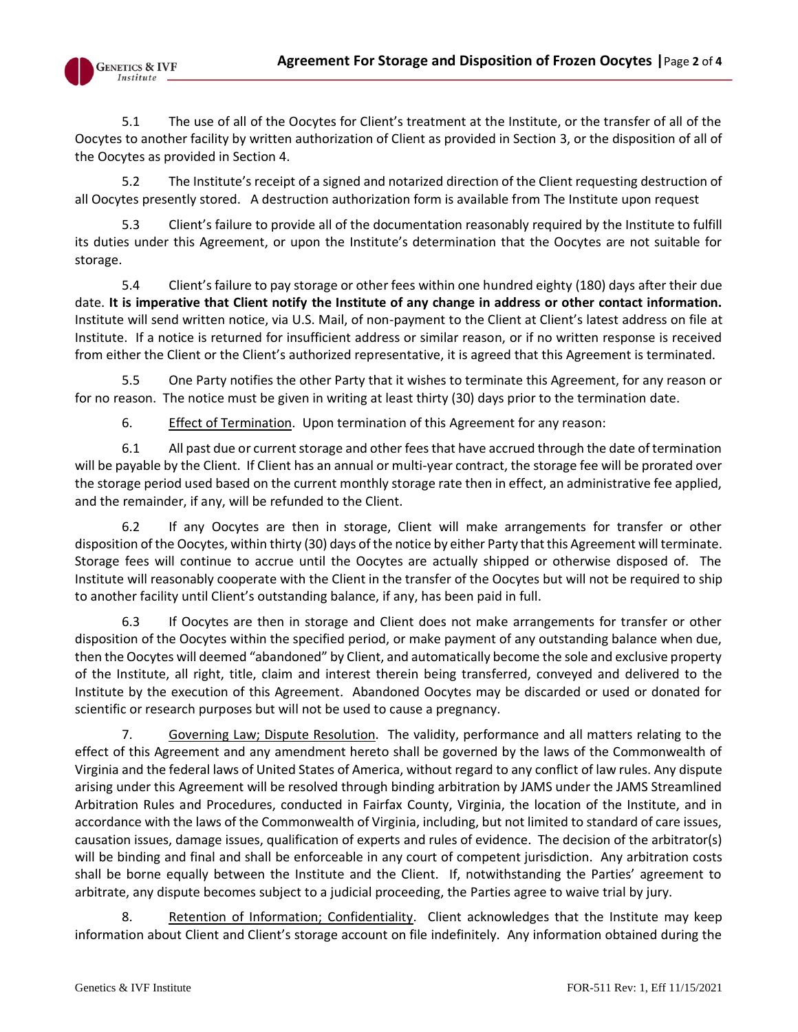5.1 The use of all of the Oocytes for Client's treatment at the Institute, or the transfer of all of the Oocytes to another facility by written authorization of Client as provided in Section 3, or the disposition of all of the Oocytes as provided in Section 4.

5.2 The Institute's receipt of a signed and notarized direction of the Client requesting destruction of all Oocytes presently stored. A destruction authorization form is available from The Institute upon request

5.3 Client's failure to provide all of the documentation reasonably required by the Institute to fulfill its duties under this Agreement, or upon the Institute's determination that the Oocytes are not suitable for storage.

5.4 Client's failure to pay storage or other fees within one hundred eighty (180) days after their due date. **It is imperative that Client notify the Institute of any change in address or other contact information.** Institute will send written notice, via U.S. Mail, of non-payment to the Client at Client's latest address on file at Institute. If a notice is returned for insufficient address or similar reason, or if no written response is received from either the Client or the Client's authorized representative, it is agreed that this Agreement is terminated.

5.5 One Party notifies the other Party that it wishes to terminate this Agreement, for any reason or for no reason. The notice must be given in writing at least thirty (30) days prior to the termination date.

6. Effect of Termination. Upon termination of this Agreement for any reason:

6.1 All past due or current storage and other fees that have accrued through the date of termination will be payable by the Client. If Client has an annual or multi-year contract, the storage fee will be prorated over the storage period used based on the current monthly storage rate then in effect, an administrative fee applied, and the remainder, if any, will be refunded to the Client.

6.2 If any Oocytes are then in storage, Client will make arrangements for transfer or other disposition of the Oocytes, within thirty (30) days of the notice by either Party that this Agreement will terminate. Storage fees will continue to accrue until the Oocytes are actually shipped or otherwise disposed of. The Institute will reasonably cooperate with the Client in the transfer of the Oocytes but will not be required to ship to another facility until Client's outstanding balance, if any, has been paid in full.

6.3 If Oocytes are then in storage and Client does not make arrangements for transfer or other disposition of the Oocytes within the specified period, or make payment of any outstanding balance when due, then the Oocytes will deemed "abandoned" by Client, and automatically become the sole and exclusive property of the Institute, all right, title, claim and interest therein being transferred, conveyed and delivered to the Institute by the execution of this Agreement. Abandoned Oocytes may be discarded or used or donated for scientific or research purposes but will not be used to cause a pregnancy.

7. Governing Law; Dispute Resolution. The validity, performance and all matters relating to the effect of this Agreement and any amendment hereto shall be governed by the laws of the Commonwealth of Virginia and the federal laws of United States of America, without regard to any conflict of law rules. Any dispute arising under this Agreement will be resolved through binding arbitration by JAMS under the JAMS Streamlined Arbitration Rules and Procedures, conducted in Fairfax County, Virginia, the location of the Institute, and in accordance with the laws of the Commonwealth of Virginia, including, but not limited to standard of care issues, causation issues, damage issues, qualification of experts and rules of evidence. The decision of the arbitrator(s) will be binding and final and shall be enforceable in any court of competent jurisdiction. Any arbitration costs shall be borne equally between the Institute and the Client. If, notwithstanding the Parties' agreement to arbitrate, any dispute becomes subject to a judicial proceeding, the Parties agree to waive trial by jury.

8. Retention of Information; Confidentiality. Client acknowledges that the Institute may keep information about Client and Client's storage account on file indefinitely. Any information obtained during the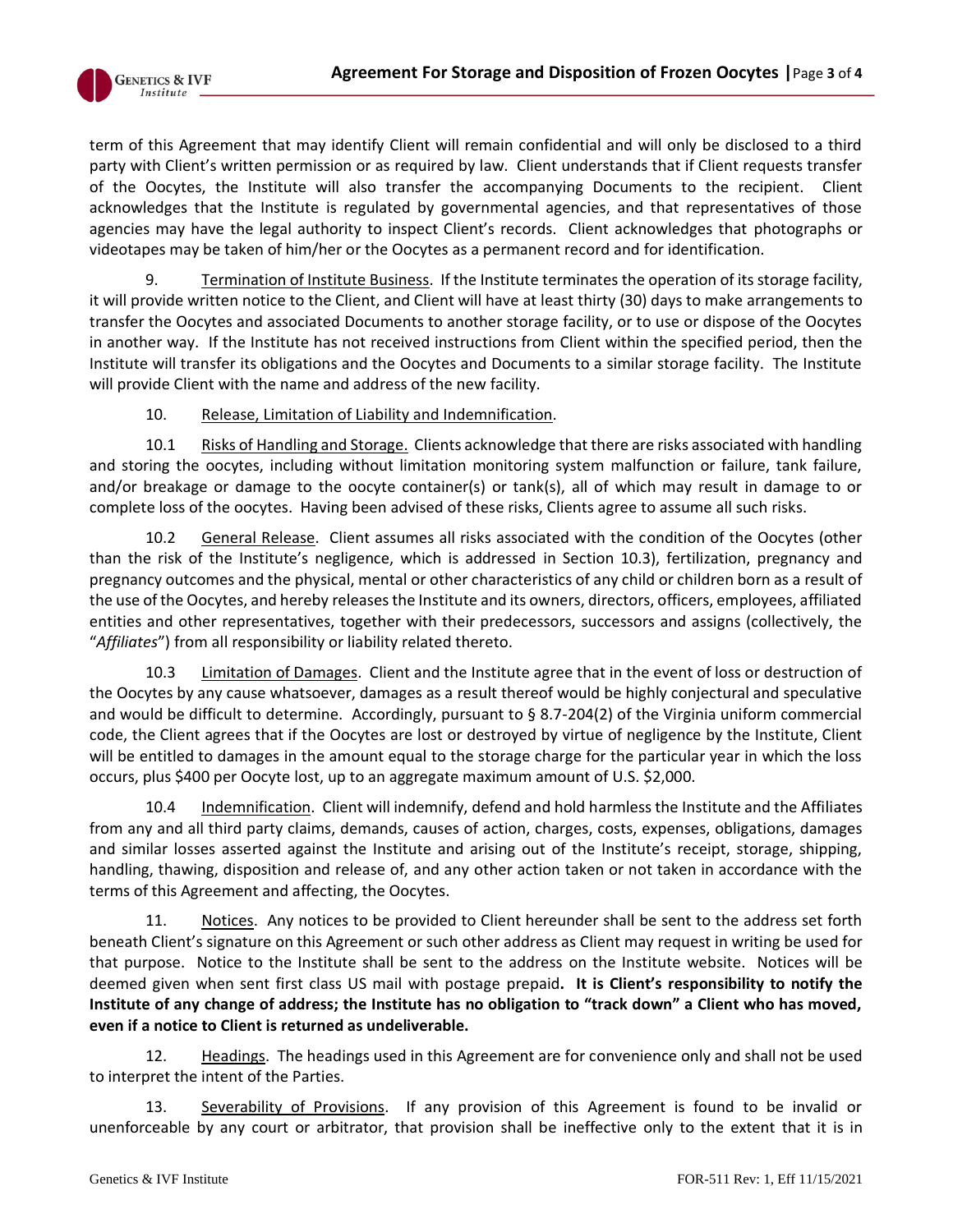term of this Agreement that may identify Client will remain confidential and will only be disclosed to a third party with Client's written permission or as required by law. Client understands that if Client requests transfer of the Oocytes, the Institute will also transfer the accompanying Documents to the recipient. Client acknowledges that the Institute is regulated by governmental agencies, and that representatives of those agencies may have the legal authority to inspect Client's records. Client acknowledges that photographs or videotapes may be taken of him/her or the Oocytes as a permanent record and for identification.

9. Termination of Institute Business. If the Institute terminates the operation of its storage facility, it will provide written notice to the Client, and Client will have at least thirty (30) days to make arrangements to transfer the Oocytes and associated Documents to another storage facility, or to use or dispose of the Oocytes in another way. If the Institute has not received instructions from Client within the specified period, then the Institute will transfer its obligations and the Oocytes and Documents to a similar storage facility. The Institute will provide Client with the name and address of the new facility.

10. Release, Limitation of Liability and Indemnification.

10.1 Risks of Handling and Storage. Clients acknowledge that there are risks associated with handling and storing the oocytes, including without limitation monitoring system malfunction or failure, tank failure, and/or breakage or damage to the oocyte container(s) or tank(s), all of which may result in damage to or complete loss of the oocytes. Having been advised of these risks, Clients agree to assume all such risks.

10.2 General Release. Client assumes all risks associated with the condition of the Oocytes (other than the risk of the Institute's negligence, which is addressed in Section 10.3), fertilization, pregnancy and pregnancy outcomes and the physical, mental or other characteristics of any child or children born as a result of the use of the Oocytes, and hereby releases the Institute and its owners, directors, officers, employees, affiliated entities and other representatives, together with their predecessors, successors and assigns (collectively, the "*Affiliates*") from all responsibility or liability related thereto.

10.3 Limitation of Damages. Client and the Institute agree that in the event of loss or destruction of the Oocytes by any cause whatsoever, damages as a result thereof would be highly conjectural and speculative and would be difficult to determine. Accordingly, pursuant to § 8.7-204(2) of the Virginia uniform commercial code, the Client agrees that if the Oocytes are lost or destroyed by virtue of negligence by the Institute, Client will be entitled to damages in the amount equal to the storage charge for the particular year in which the loss occurs, plus $400 per Oocyte lost, up to an aggregate maximum amount of U.S. $2,000.

10.4 Indemnification. Client will indemnify, defend and hold harmless the Institute and the Affiliates from any and all third party claims, demands, causes of action, charges, costs, expenses, obligations, damages and similar losses asserted against the Institute and arising out of the Institute's receipt, storage, shipping, handling, thawing, disposition and release of, and any other action taken or not taken in accordance with the terms of this Agreement and affecting, the Oocytes.

11. Notices. Any notices to be provided to Client hereunder shall be sent to the address set forth beneath Client's signature on this Agreement or such other address as Client may request in writing be used for that purpose. Notice to the Institute shall be sent to the address on the Institute website. Notices will be deemed given when sent first class US mail with postage prepaid**. It is Client's responsibility to notify the Institute of any change of address; the Institute has no obligation to "track down" a Client who has moved, even if a notice to Client is returned as undeliverable.**

12. Headings. The headings used in this Agreement are for convenience only and shall not be used to interpret the intent of the Parties.

13. Severability of Provisions. If any provision of this Agreement is found to be invalid or unenforceable by any court or arbitrator, that provision shall be ineffective only to the extent that it is in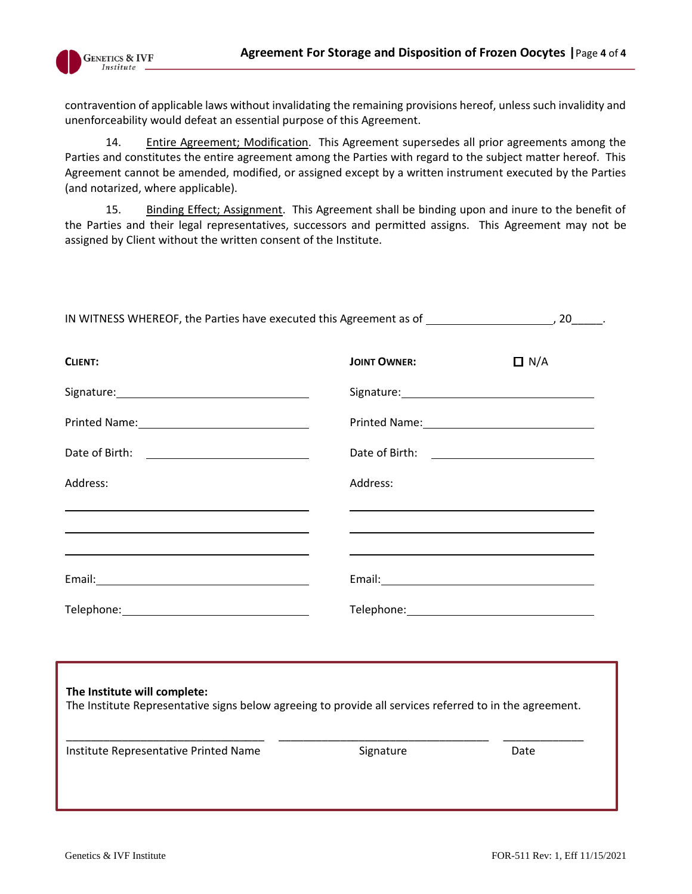contravention of applicable laws without invalidating the remaining provisions hereof, unless such invalidity and unenforceability would defeat an essential purpose of this Agreement.

14. Entire Agreement; Modification. This Agreement supersedes all prior agreements among the Parties and constitutes the entire agreement among the Parties with regard to the subject matter hereof. This Agreement cannot be amended, modified, or assigned except by a written instrument executed by the Parties (and notarized, where applicable).

15. Binding Effect; Assignment. This Agreement shall be binding upon and inure to the benefit of the Parties and their legal representatives, successors and permitted assigns. This Agreement may not be assigned by Client without the written consent of the Institute.

IN WITNESS WHEREOF, the Parties have executed this Agreement as of ____________________, 20_____.

| **CLIENT:** | **JOINT OWNER:** ☐ N/A |
|---|---|
| Signature: ______________________________ | Signature: ______________________________ |
| Printed Name: ___________________________ | Printed Name: ___________________________ |
| Date of Birth: ___________________________ | Date of Birth: ___________________________ |
| Address: ________________________________ | Address: ________________________________ |
| ________________________________________ | ________________________________________ |
| ________________________________________ | ________________________________________ |
| Email: _________________________________ | Email: _________________________________ |
| Telephone: ______________________________ | Telephone: ______________________________ |

**The Institute will complete:**
The Institute Representative signs below agreeing to provide all services referred to in the agreement.

| ________________________________ | ________________________________ | ____________ |
|---|---|---|
| Institute Representative Printed Name | Signature | Date |

Genetics & IVF Institute FOR-511 Rev: 1, Eff 11/15/2021